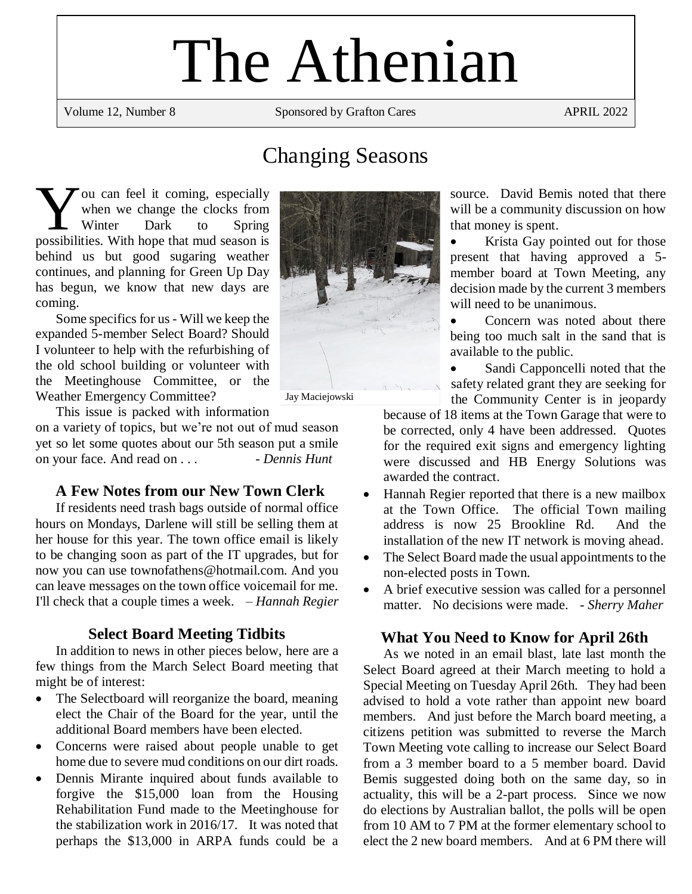# The Athenian

Volume 12, Number 8 | Sponsored by Grafton Cares | APRIL 2022

## Changing Seasons

You can feel it coming, especially when we change the clocks from Winter Dark to Spring possibilities. With hope that mud season is behind us but good sugaring weather continues, and planning for Green Up Day has begun, we know that new days are coming.

Some specifics for us - Will we keep the expanded 5-member Select Board? Should I volunteer to help with the refurbishing of the old school building or volunteer with the Meetinghouse Committee, or the Weather Emergency Committee?

Jay Maciejowski

This issue is packed with information on a variety of topics, but we're not out of mud season yet so let some quotes about our 5th season put a smile on your face. And read on . . . - *Dennis Hunt*

### A Few Notes from our New Town Clerk

If residents need trash bags outside of normal office hours on Mondays, Darlene will still be selling them at her house for this year. The town office email is likely to be changing soon as part of the IT upgrades, but for now you can use townofathens@hotmail.com. And you can leave messages on the town office voicemail for me. I'll check that a couple times a week. – *Hannah Regier*

### Select Board Meeting Tidbits

In addition to news in other pieces below, here are a few things from the March Select Board meeting that might be of interest:

- The Selectboard will reorganize the board, meaning elect the Chair of the Board for the year, until the additional Board members have been elected.
- Concerns were raised about people unable to get home due to severe mud conditions on our dirt roads.
- Dennis Mirante inquired about funds available to forgive the $15,000 loan from the Housing Rehabilitation Fund made to the Meetinghouse for the stabilization work in 2016/17. It was noted that perhaps the $13,000 in ARPA funds could be a source. David Bemis noted that there will be a community discussion on how that money is spent.
- Krista Gay pointed out for those present that having approved a 5-member board at Town Meeting, any decision made by the current 3 members will need to be unanimous.
- Concern was noted about there being too much salt in the sand that is available to the public.
- Sandi Capponcelli noted that the safety related grant they are seeking for the Community Center is in jeopardy because of 18 items at the Town Garage that were to be corrected, only 4 have been addressed. Quotes for the required exit signs and emergency lighting were discussed and HB Energy Solutions was awarded the contract.
- Hannah Regier reported that there is a new mailbox at the Town Office. The official Town mailing address is now 25 Brookline Rd. And the installation of the new IT network is moving ahead.
- The Select Board made the usual appointments to the non-elected posts in Town.
- A brief executive session was called for a personnel matter. No decisions were made. - *Sherry Maher*

### What You Need to Know for April 26th

As we noted in an email blast, late last month the Select Board agreed at their March meeting to hold a Special Meeting on Tuesday April 26th. They had been advised to hold a vote rather than appoint new board members. And just before the March board meeting, a citizens petition was submitted to reverse the March Town Meeting vote calling to increase our Select Board from a 3 member board to a 5 member board. David Bemis suggested doing both on the same day, so in actuality, this will be a 2-part process. Since we now do elections by Australian ballot, the polls will be open from 10 AM to 7 PM at the former elementary school to elect the 2 new board members. And at 6 PM there will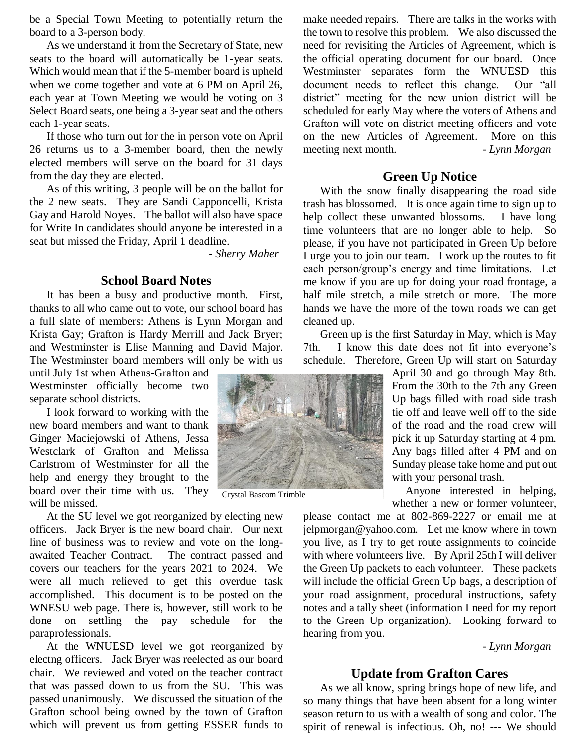be a Special Town Meeting to potentially return the board to a 3-person body.

As we understand it from the Secretary of State, new seats to the board will automatically be 1-year seats. Which would mean that if the 5-member board is upheld when we come together and vote at 6 PM on April 26, each year at Town Meeting we would be voting on 3 Select Board seats, one being a 3-year seat and the others each 1-year seats.

If those who turn out for the in person vote on April 26 returns us to a 3-member board, then the newly elected members will serve on the board for 31 days from the day they are elected.

As of this writing, 3 people will be on the ballot for the 2 new seats. They are Sandi Capponcelli, Krista Gay and Harold Noyes. The ballot will also have space for Write In candidates should anyone be interested in a seat but missed the Friday, April 1 deadline.

*- Sherry Maher*

## School Board Notes

It has been a busy and productive month. First, thanks to all who came out to vote, our school board has a full slate of members: Athens is Lynn Morgan and Krista Gay; Grafton is Hardy Merrill and Jack Bryer; and Westminster is Elise Manning and David Major. The Westminster board members will only be with us until July 1st when Athens-Grafton and Westminster officially become two separate school districts.

I look forward to working with the new board members and want to thank Ginger Maciejowski of Athens, Jessa Westclark of Grafton and Melissa Carlstrom of Westminster for all the help and energy they brought to the board over their time with us. They will be missed.

At the SU level we got reorganized by electing new officers. Jack Bryer is the new board chair. Our next line of business was to review and vote on the long-awaited Teacher Contract. The contract passed and covers our teachers for the years 2021 to 2024. We were all much relieved to get this overdue task accomplished. This document is to be posted on the WNESU web page. There is, however, still work to be done on settling the pay schedule for the paraprofessionals.

At the WNUESD level we got reorganized by electng officers. Jack Bryer was reelected as our board chair. We reviewed and voted on the teacher contract that was passed down to us from the SU. This was passed unanimously. We discussed the situation of the Grafton school being owned by the town of Grafton which will prevent us from getting ESSER funds to make needed repairs. There are talks in the works with the town to resolve this problem. We also discussed the need for revisiting the Articles of Agreement, which is the official operating document for our board. Once Westminster separates form the WNUESD this document needs to reflect this change. Our "all district" meeting for the new union district will be scheduled for early May where the voters of Athens and Grafton will vote on district meeting officers and vote on the new Articles of Agreement. More on this meeting next month.

*- Lynn Morgan*

## Green Up Notice

With the snow finally disappearing the road side trash has blossomed. It is once again time to sign up to help collect these unwanted blossoms. I have long time volunteers that are no longer able to help. So please, if you have not participated in Green Up before I urge you to join our team. I work up the routes to fit each person/group's energy and time limitations. Let me know if you are up for doing your road frontage, a half mile stretch, a mile stretch or more. The more hands we have the more of the town roads we can get cleaned up.

Green up is the first Saturday in May, which is May 7th. I know this date does not fit into everyone's schedule. Therefore, Green Up will start on Saturday April 30 and go through May 8th. From the 30th to the 7th any Green Up bags filled with road side trash tie off and leave well off to the side of the road and the road crew will pick it up Saturday starting at 4 pm. Any bags filled after 4 PM and on Sunday please take home and put out with your personal trash.

Crystal Bascom Trimble

Anyone interested in helping, whether a new or former volunteer, please contact me at 802-869-2227 or email me at jelpmorgan@yahoo.com. Let me know where in town you live, as I try to get route assignments to coincide with where volunteers live. By April 25th I will deliver the Green Up packets to each volunteer. These packets will include the official Green Up bags, a description of your road assignment, procedural instructions, safety notes and a tally sheet (information I need for my report to the Green Up organization). Looking forward to hearing from you.

*- Lynn Morgan*

## Update from Grafton Cares

As we all know, spring brings hope of new life, and so many things that have been absent for a long winter season return to us with a wealth of song and color. The spirit of renewal is infectious. Oh, no! --- We should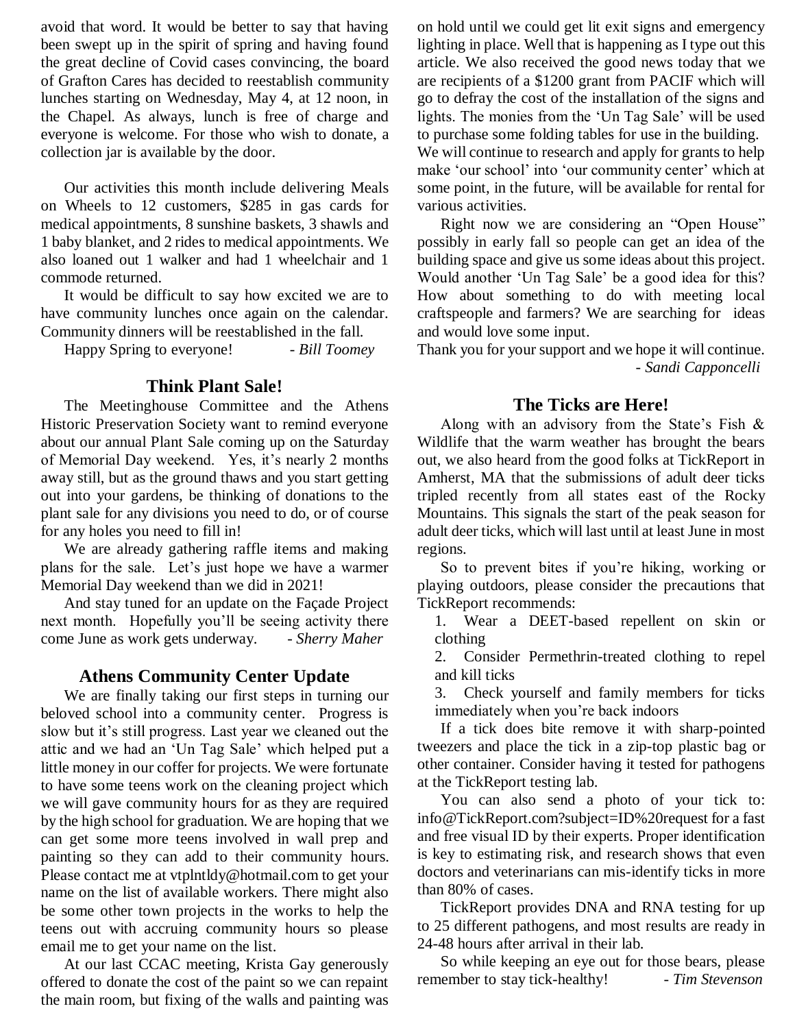avoid that word. It would be better to say that having been swept up in the spirit of spring and having found the great decline of Covid cases convincing, the board of Grafton Cares has decided to reestablish community lunches starting on Wednesday, May 4, at 12 noon, in the Chapel. As always, lunch is free of charge and everyone is welcome. For those who wish to donate, a collection jar is available by the door.

Our activities this month include delivering Meals on Wheels to 12 customers, $285 in gas cards for medical appointments, 8 sunshine baskets, 3 shawls and 1 baby blanket, and 2 rides to medical appointments. We also loaned out 1 walker and had 1 wheelchair and 1 commode returned.

It would be difficult to say how excited we are to have community lunches once again on the calendar. Community dinners will be reestablished in the fall.

Happy Spring to everyone! *- Bill Toomey*

## Think Plant Sale!

The Meetinghouse Committee and the Athens Historic Preservation Society want to remind everyone about our annual Plant Sale coming up on the Saturday of Memorial Day weekend. Yes, it's nearly 2 months away still, but as the ground thaws and you start getting out into your gardens, be thinking of donations to the plant sale for any divisions you need to do, or of course for any holes you need to fill in!

We are already gathering raffle items and making plans for the sale. Let's just hope we have a warmer Memorial Day weekend than we did in 2021!

And stay tuned for an update on the Façade Project next month. Hopefully you'll be seeing activity there come June as work gets underway. *- Sherry Maher*

## Athens Community Center Update

We are finally taking our first steps in turning our beloved school into a community center. Progress is slow but it's still progress. Last year we cleaned out the attic and we had an 'Un Tag Sale' which helped put a little money in our coffer for projects. We were fortunate to have some teens work on the cleaning project which we will gave community hours for as they are required by the high school for graduation. We are hoping that we can get some more teens involved in wall prep and painting so they can add to their community hours. Please contact me at vtplntldy@hotmail.com to get your name on the list of available workers. There might also be some other town projects in the works to help the teens out with accruing community hours so please email me to get your name on the list.

At our last CCAC meeting, Krista Gay generously offered to donate the cost of the paint so we can repaint the main room, but fixing of the walls and painting was on hold until we could get lit exit signs and emergency lighting in place. Well that is happening as I type out this article. We also received the good news today that we are recipients of a $1200 grant from PACIF which will go to defray the cost of the installation of the signs and lights. The monies from the 'Un Tag Sale' will be used to purchase some folding tables for use in the building. We will continue to research and apply for grants to help make 'our school' into 'our community center' which at some point, in the future, will be available for rental for various activities.

Right now we are considering an "Open House" possibly in early fall so people can get an idea of the building space and give us some ideas about this project. Would another 'Un Tag Sale' be a good idea for this? How about something to do with meeting local craftspeople and farmers? We are searching for ideas and would love some input.

Thank you for your support and we hope it will continue. *- Sandi Capponcelli*

## The Ticks are Here!

Along with an advisory from the State's Fish & Wildlife that the warm weather has brought the bears out, we also heard from the good folks at TickReport in Amherst, MA that the submissions of adult deer ticks tripled recently from all states east of the Rocky Mountains. This signals the start of the peak season for adult deer ticks, which will last until at least June in most regions.

So to prevent bites if you're hiking, working or playing outdoors, please consider the precautions that TickReport recommends:

1. Wear a DEET-based repellent on skin or clothing
2. Consider Permethrin-treated clothing to repel and kill ticks
3. Check yourself and family members for ticks immediately when you're back indoors

If a tick does bite remove it with sharp-pointed tweezers and place the tick in a zip-top plastic bag or other container. Consider having it tested for pathogens at the TickReport testing lab.

You can also send a photo of your tick to: info@TickReport.com?subject=ID%20request for a fast and free visual ID by their experts. Proper identification is key to estimating risk, and research shows that even doctors and veterinarians can mis-identify ticks in more than 80% of cases.

TickReport provides DNA and RNA testing for up to 25 different pathogens, and most results are ready in 24-48 hours after arrival in their lab.

So while keeping an eye out for those bears, please remember to stay tick-healthy! *- Tim Stevenson*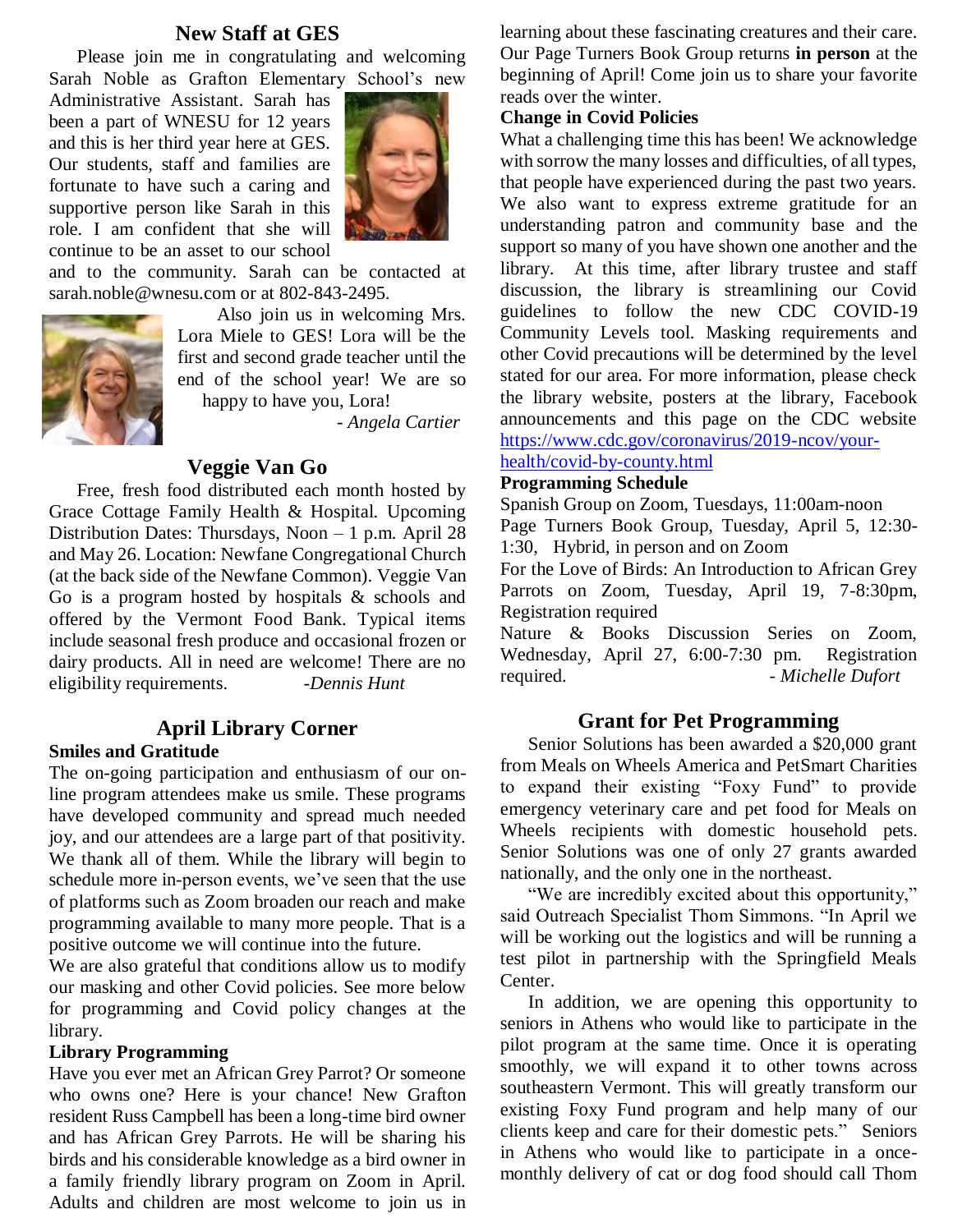## New Staff at GES

Please join me in congratulating and welcoming Sarah Noble as Grafton Elementary School's new Administrative Assistant. Sarah has been a part of WNESU for 12 years and this is her third year here at GES. Our students, staff and families are fortunate to have such a caring and supportive person like Sarah in this role. I am confident that she will continue to be an asset to our school and to the community. Sarah can be contacted at sarah.noble@wnesu.com or at 802-843-2495.

Also join us in welcoming Mrs. Lora Miele to GES! Lora will be the first and second grade teacher until the end of the school year! We are so happy to have you, Lora!

*- Angela Cartier*

## Veggie Van Go

Free, fresh food distributed each month hosted by Grace Cottage Family Health & Hospital. Upcoming Distribution Dates: Thursdays, Noon – 1 p.m. April 28 and May 26. Location: Newfane Congregational Church (at the back side of the Newfane Common). Veggie Van Go is a program hosted by hospitals & schools and offered by the Vermont Food Bank. Typical items include seasonal fresh produce and occasional frozen or dairy products. All in need are welcome! There are no eligibility requirements.

*-Dennis Hunt*

## April Library Corner

**Smiles and Gratitude**

The on-going participation and enthusiasm of our on-line program attendees make us smile. These programs have developed community and spread much needed joy, and our attendees are a large part of that positivity. We thank all of them. While the library will begin to schedule more in-person events, we've seen that the use of platforms such as Zoom broaden our reach and make programming available to many more people. That is a positive outcome we will continue into the future.

We are also grateful that conditions allow us to modify our masking and other Covid policies. See more below for programming and Covid policy changes at the library.

**Library Programming**

Have you ever met an African Grey Parrot? Or someone who owns one? Here is your chance! New Grafton resident Russ Campbell has been a long-time bird owner and has African Grey Parrots. He will be sharing his birds and his considerable knowledge as a bird owner in a family friendly library program on Zoom in April. Adults and children are most welcome to join us in learning about these fascinating creatures and their care. Our Page Turners Book Group returns **in person** at the beginning of April! Come join us to share your favorite reads over the winter.

**Change in Covid Policies**

What a challenging time this has been! We acknowledge with sorrow the many losses and difficulties, of all types, that people have experienced during the past two years. We also want to express extreme gratitude for an understanding patron and community base and the support so many of you have shown one another and the library. At this time, after library trustee and staff discussion, the library is streamlining our Covid guidelines to follow the new CDC COVID-19 Community Levels tool. Masking requirements and other Covid precautions will be determined by the level stated for our area. For more information, please check the library website, posters at the library, Facebook announcements and this page on the CDC website https://www.cdc.gov/coronavirus/2019-ncov/your-health/covid-by-county.html

**Programming Schedule**

Spanish Group on Zoom, Tuesdays, 11:00am-noon

Page Turners Book Group, Tuesday, April 5, 12:30-1:30, Hybrid, in person and on Zoom

For the Love of Birds: An Introduction to African Grey Parrots on Zoom, Tuesday, April 19, 7-8:30pm, Registration required

Nature & Books Discussion Series on Zoom, Wednesday, April 27, 6:00-7:30 pm. Registration required.

*- Michelle Dufort*

## Grant for Pet Programming

Senior Solutions has been awarded a $20,000 grant from Meals on Wheels America and PetSmart Charities to expand their existing "Foxy Fund" to provide emergency veterinary care and pet food for Meals on Wheels recipients with domestic household pets. Senior Solutions was one of only 27 grants awarded nationally, and the only one in the northeast.

"We are incredibly excited about this opportunity," said Outreach Specialist Thom Simmons. "In April we will be working out the logistics and will be running a test pilot in partnership with the Springfield Meals Center.

In addition, we are opening this opportunity to seniors in Athens who would like to participate in the pilot program at the same time. Once it is operating smoothly, we will expand it to other towns across southeastern Vermont. This will greatly transform our existing Foxy Fund program and help many of our clients keep and care for their domestic pets." Seniors in Athens who would like to participate in a once-monthly delivery of cat or dog food should call Thom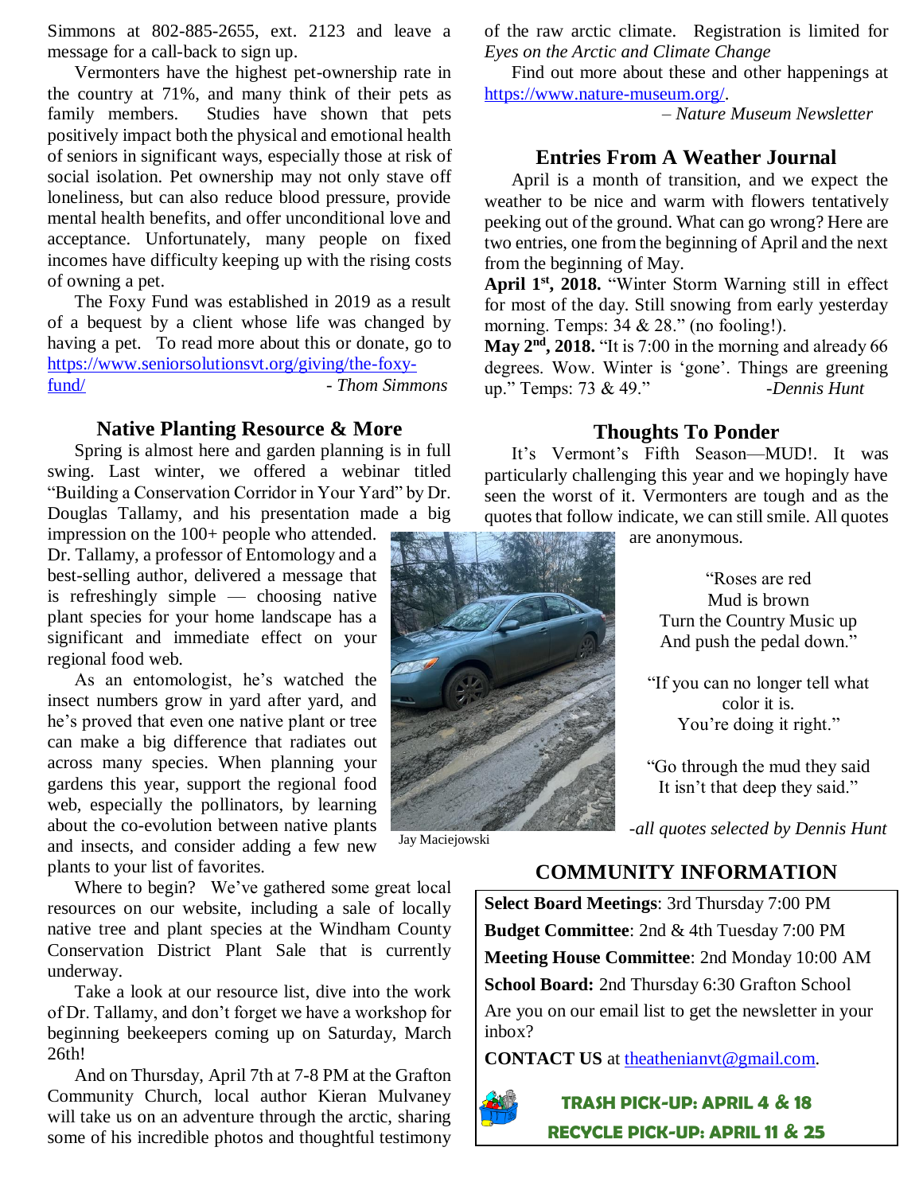Simmons at 802-885-2655, ext. 2123 and leave a message for a call-back to sign up.

Vermonters have the highest pet-ownership rate in the country at 71%, and many think of their pets as family members. Studies have shown that pets positively impact both the physical and emotional health of seniors in significant ways, especially those at risk of social isolation. Pet ownership may not only stave off loneliness, but can also reduce blood pressure, provide mental health benefits, and offer unconditional love and acceptance. Unfortunately, many people on fixed incomes have difficulty keeping up with the rising costs of owning a pet.

The Foxy Fund was established in 2019 as a result of a bequest by a client whose life was changed by having a pet. To read more about this or donate, go to https://www.seniorsolutionsvt.org/giving/the-foxy-fund/ *- Thom Simmons*

## Native Planting Resource & More

Spring is almost here and garden planning is in full swing. Last winter, we offered a webinar titled "Building a Conservation Corridor in Your Yard" by Dr. Douglas Tallamy, and his presentation made a big impression on the 100+ people who attended. Dr. Tallamy, a professor of Entomology and a best-selling author, delivered a message that is refreshingly simple — choosing native plant species for your home landscape has a significant and immediate effect on your regional food web.

As an entomologist, he's watched the insect numbers grow in yard after yard, and he's proved that even one native plant or tree can make a big difference that radiates out across many species. When planning your gardens this year, support the regional food web, especially the pollinators, by learning about the co-evolution between native plants and insects, and consider adding a few new plants to your list of favorites.

Where to begin? We've gathered some great local resources on our website, including a sale of locally native tree and plant species at the Windham County Conservation District Plant Sale that is currently underway.

Take a look at our resource list, dive into the work of Dr. Tallamy, and don't forget we have a workshop for beginning beekeepers coming up on Saturday, March 26th!

And on Thursday, April 7th at 7-8 PM at the Grafton Community Church, local author Kieran Mulvaney will take us on an adventure through the arctic, sharing some of his incredible photos and thoughtful testimony of the raw arctic climate. Registration is limited for *Eyes on the Arctic and Climate Change*

Find out more about these and other happenings at https://www.nature-museum.org/.

*– Nature Museum Newsletter*

## Entries From A Weather Journal

April is a month of transition, and we expect the weather to be nice and warm with flowers tentatively peeking out of the ground. What can go wrong? Here are two entries, one from the beginning of April and the next from the beginning of May.

**April 1st, 2018.** "Winter Storm Warning still in effect for most of the day. Still snowing from early yesterday morning. Temps: 34 & 28." (no fooling!).

**May 2nd, 2018.** "It is 7:00 in the morning and already 66 degrees. Wow. Winter is 'gone'. Things are greening up." Temps: 73 & 49." *-Dennis Hunt*

## Thoughts To Ponder

It's Vermont's Fifth Season—MUD!. It was particularly challenging this year and we hopingly have seen the worst of it. Vermonters are tough and as the quotes that follow indicate, we can still smile. All quotes are anonymous.

Jay Maciejowski

"Roses are red
Mud is brown
Turn the Country Music up
And push the pedal down."

"If you can no longer tell what color it is.
You're doing it right."

"Go through the mud they said
It isn't that deep they said."

*-all quotes selected by Dennis Hunt*

## COMMUNITY INFORMATION

**Select Board Meetings**: 3rd Thursday 7:00 PM

**Budget Committee**: 2nd & 4th Tuesday 7:00 PM

**Meeting House Committee**: 2nd Monday 10:00 AM

**School Board:** 2nd Thursday 6:30 Grafton School

Are you on our email list to get the newsletter in your inbox?

**CONTACT US** at theathenianvt@gmail.com.

**TRASH PICK-UP: APRIL 4 & 18**

**RECYCLE PICK-UP: APRIL 11 & 25**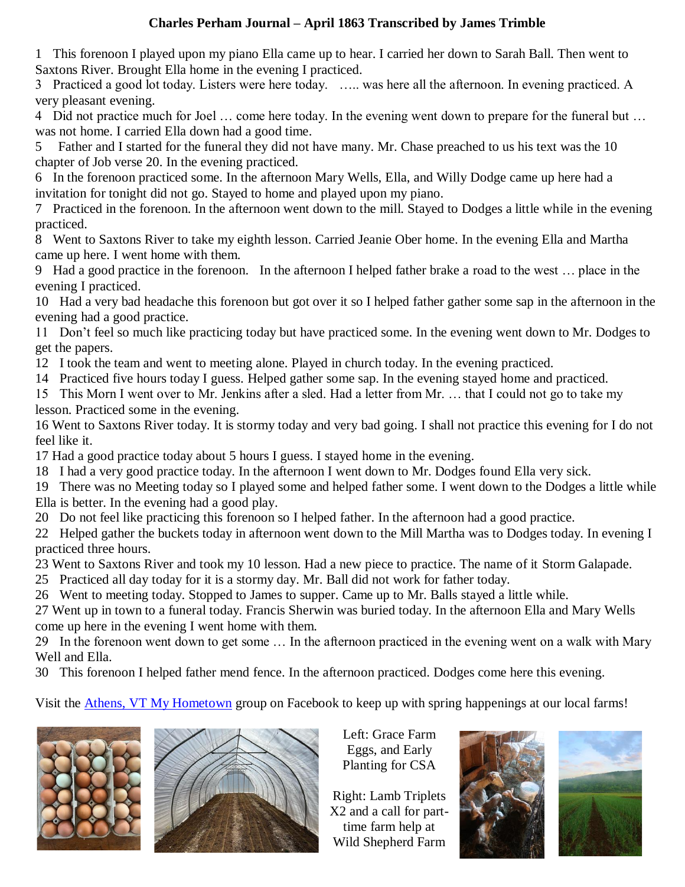**Charles Perham Journal – April 1863 Transcribed by James Trimble**

1 This forenoon I played upon my piano Ella came up to hear. I carried her down to Sarah Ball. Then went to Saxtons River. Brought Ella home in the evening I practiced.

3 Practiced a good lot today. Listers were here today. ….. was here all the afternoon. In evening practiced. A very pleasant evening.

4 Did not practice much for Joel … come here today. In the evening went down to prepare for the funeral but … was not home. I carried Ella down had a good time.

5 Father and I started for the funeral they did not have many. Mr. Chase preached to us his text was the 10 chapter of Job verse 20. In the evening practiced.

6 In the forenoon practiced some. In the afternoon Mary Wells, Ella, and Willy Dodge came up here had a invitation for tonight did not go. Stayed to home and played upon my piano.

7 Practiced in the forenoon. In the afternoon went down to the mill. Stayed to Dodges a little while in the evening practiced.

8 Went to Saxtons River to take my eighth lesson. Carried Jeanie Ober home. In the evening Ella and Martha came up here. I went home with them.

9 Had a good practice in the forenoon. In the afternoon I helped father brake a road to the west … place in the evening I practiced.

10 Had a very bad headache this forenoon but got over it so I helped father gather some sap in the afternoon in the evening had a good practice.

11 Don't feel so much like practicing today but have practiced some. In the evening went down to Mr. Dodges to get the papers.

12 I took the team and went to meeting alone. Played in church today. In the evening practiced.

14 Practiced five hours today I guess. Helped gather some sap. In the evening stayed home and practiced.

15 This Morn I went over to Mr. Jenkins after a sled. Had a letter from Mr. … that I could not go to take my lesson. Practiced some in the evening.

16 Went to Saxtons River today. It is stormy today and very bad going. I shall not practice this evening for I do not feel like it.

17 Had a good practice today about 5 hours I guess. I stayed home in the evening.

18 I had a very good practice today. In the afternoon I went down to Mr. Dodges found Ella very sick.

19 There was no Meeting today so I played some and helped father some. I went down to the Dodges a little while Ella is better. In the evening had a good play.

20 Do not feel like practicing this forenoon so I helped father. In the afternoon had a good practice.

22 Helped gather the buckets today in afternoon went down to the Mill Martha was to Dodges today. In evening I practiced three hours.

23 Went to Saxtons River and took my 10 lesson. Had a new piece to practice. The name of it Storm Galapade.

25 Practiced all day today for it is a stormy day. Mr. Ball did not work for father today.

26 Went to meeting today. Stopped to James to supper. Came up to Mr. Balls stayed a little while.

27 Went up in town to a funeral today. Francis Sherwin was buried today. In the afternoon Ella and Mary Wells come up here in the evening I went home with them.

29 In the forenoon went down to get some … In the afternoon practiced in the evening went on a walk with Mary Well and Ella.

30 This forenoon I helped father mend fence. In the afternoon practiced. Dodges come here this evening.

Visit the [Athens, VT My Hometown]() group on Facebook to keep up with spring happenings at our local farms!

Left: Grace Farm Eggs, and Early Planting for CSA

Right: Lamb Triplets X2 and a call for part-time farm help at Wild Shepherd Farm